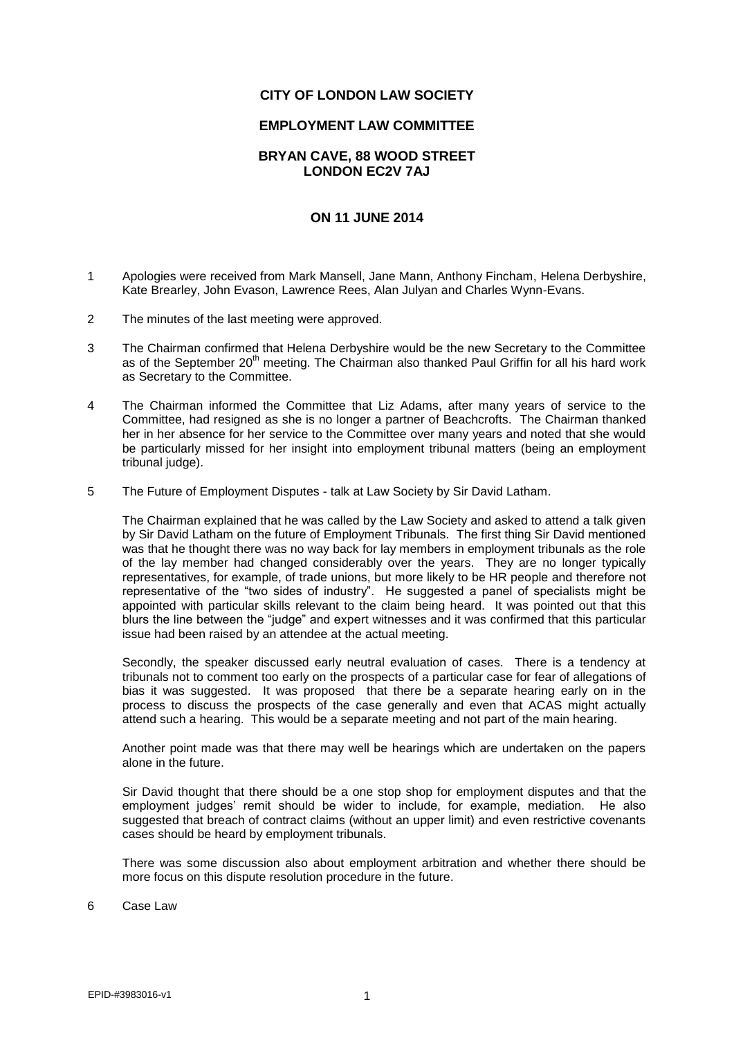**CITY OF LONDON LAW SOCIETY**

**EMPLOYMENT LAW COMMITTEE**

**BRYAN CAVE, 88 WOOD STREET**
**LONDON EC2V 7AJ**

**ON 11 JUNE 2014**

1 Apologies were received from Mark Mansell, Jane Mann, Anthony Fincham, Helena Derbyshire, Kate Brearley, John Evason, Lawrence Rees, Alan Julyan and Charles Wynn-Evans.

2 The minutes of the last meeting were approved.

3 The Chairman confirmed that Helena Derbyshire would be the new Secretary to the Committee as of the September 20th meeting. The Chairman also thanked Paul Griffin for all his hard work as Secretary to the Committee.

4 The Chairman informed the Committee that Liz Adams, after many years of service to the Committee, had resigned as she is no longer a partner of Beachcrofts. The Chairman thanked her in her absence for her service to the Committee over many years and noted that she would be particularly missed for her insight into employment tribunal matters (being an employment tribunal judge).

5 The Future of Employment Disputes - talk at Law Society by Sir David Latham.

The Chairman explained that he was called by the Law Society and asked to attend a talk given by Sir David Latham on the future of Employment Tribunals. The first thing Sir David mentioned was that he thought there was no way back for lay members in employment tribunals as the role of the lay member had changed considerably over the years. They are no longer typically representatives, for example, of trade unions, but more likely to be HR people and therefore not representative of the "two sides of industry". He suggested a panel of specialists might be appointed with particular skills relevant to the claim being heard. It was pointed out that this blurs the line between the "judge" and expert witnesses and it was confirmed that this particular issue had been raised by an attendee at the actual meeting.

Secondly, the speaker discussed early neutral evaluation of cases. There is a tendency at tribunals not to comment too early on the prospects of a particular case for fear of allegations of bias it was suggested. It was proposed that there be a separate hearing early on in the process to discuss the prospects of the case generally and even that ACAS might actually attend such a hearing. This would be a separate meeting and not part of the main hearing.

Another point made was that there may well be hearings which are undertaken on the papers alone in the future.

Sir David thought that there should be a one stop shop for employment disputes and that the employment judges' remit should be wider to include, for example, mediation. He also suggested that breach of contract claims (without an upper limit) and even restrictive covenants cases should be heard by employment tribunals.

There was some discussion also about employment arbitration and whether there should be more focus on this dispute resolution procedure in the future.

6 Case Law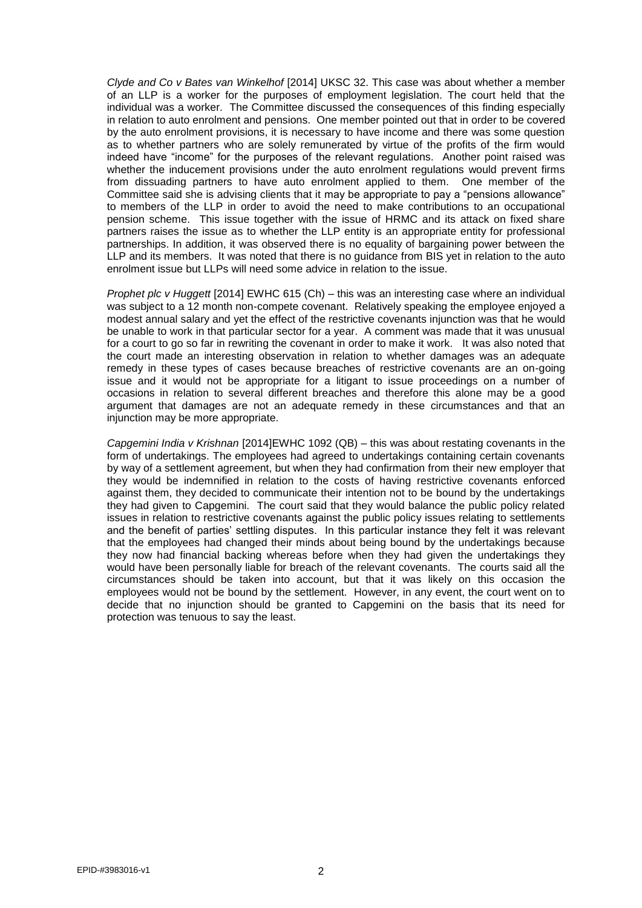*Clyde and Co v Bates van Winkelhof* [2014] UKSC 32. This case was about whether a member of an LLP is a worker for the purposes of employment legislation. The court held that the individual was a worker. The Committee discussed the consequences of this finding especially in relation to auto enrolment and pensions. One member pointed out that in order to be covered by the auto enrolment provisions, it is necessary to have income and there was some question as to whether partners who are solely remunerated by virtue of the profits of the firm would indeed have "income" for the purposes of the relevant regulations. Another point raised was whether the inducement provisions under the auto enrolment regulations would prevent firms from dissuading partners to have auto enrolment applied to them. One member of the Committee said she is advising clients that it may be appropriate to pay a "pensions allowance" to members of the LLP in order to avoid the need to make contributions to an occupational pension scheme. This issue together with the issue of HRMC and its attack on fixed share partners raises the issue as to whether the LLP entity is an appropriate entity for professional partnerships. In addition, it was observed there is no equality of bargaining power between the LLP and its members. It was noted that there is no guidance from BIS yet in relation to the auto enrolment issue but LLPs will need some advice in relation to the issue.

*Prophet plc v Huggett* [2014] EWHC 615 (Ch) – this was an interesting case where an individual was subject to a 12 month non-compete covenant. Relatively speaking the employee enjoyed a modest annual salary and yet the effect of the restrictive covenants injunction was that he would be unable to work in that particular sector for a year. A comment was made that it was unusual for a court to go so far in rewriting the covenant in order to make it work. It was also noted that the court made an interesting observation in relation to whether damages was an adequate remedy in these types of cases because breaches of restrictive covenants are an on-going issue and it would not be appropriate for a litigant to issue proceedings on a number of occasions in relation to several different breaches and therefore this alone may be a good argument that damages are not an adequate remedy in these circumstances and that an injunction may be more appropriate.

*Capgemini India v Krishnan* [2014]EWHC 1092 (QB) – this was about restating covenants in the form of undertakings. The employees had agreed to undertakings containing certain covenants by way of a settlement agreement, but when they had confirmation from their new employer that they would be indemnified in relation to the costs of having restrictive covenants enforced against them, they decided to communicate their intention not to be bound by the undertakings they had given to Capgemini. The court said that they would balance the public policy related issues in relation to restrictive covenants against the public policy issues relating to settlements and the benefit of parties' settling disputes. In this particular instance they felt it was relevant that the employees had changed their minds about being bound by the undertakings because they now had financial backing whereas before when they had given the undertakings they would have been personally liable for breach of the relevant covenants. The courts said all the circumstances should be taken into account, but that it was likely on this occasion the employees would not be bound by the settlement. However, in any event, the court went on to decide that no injunction should be granted to Capgemini on the basis that its need for protection was tenuous to say the least.